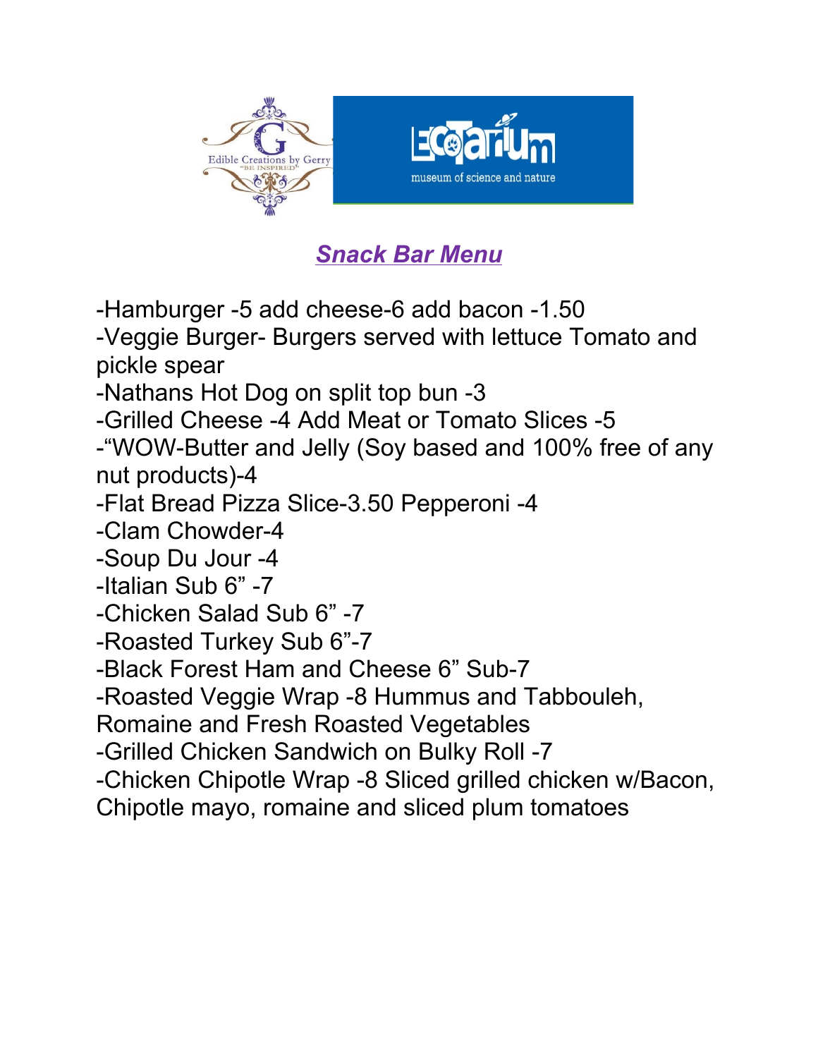Edible Creations by Gerry "BE INSPIRED"

Ecotarium museum of science and nature

## *Snack Bar Menu*

-Hamburger -5 add cheese-6 add bacon -1.50
-Veggie Burger- Burgers served with lettuce Tomato and pickle spear
-Nathans Hot Dog on split top bun -3
-Grilled Cheese -4 Add Meat or Tomato Slices -5
-"WOW-Butter and Jelly (Soy based and 100% free of any nut products)-4
-Flat Bread Pizza Slice-3.50 Pepperoni -4
-Clam Chowder-4
-Soup Du Jour -4
-Italian Sub 6" -7
-Chicken Salad Sub 6" -7
-Roasted Turkey Sub 6"-7
-Black Forest Ham and Cheese 6" Sub-7
-Roasted Veggie Wrap -8 Hummus and Tabbouleh, Romaine and Fresh Roasted Vegetables
-Grilled Chicken Sandwich on Bulky Roll -7
-Chicken Chipotle Wrap -8 Sliced grilled chicken w/Bacon, Chipotle mayo, romaine and sliced plum tomatoes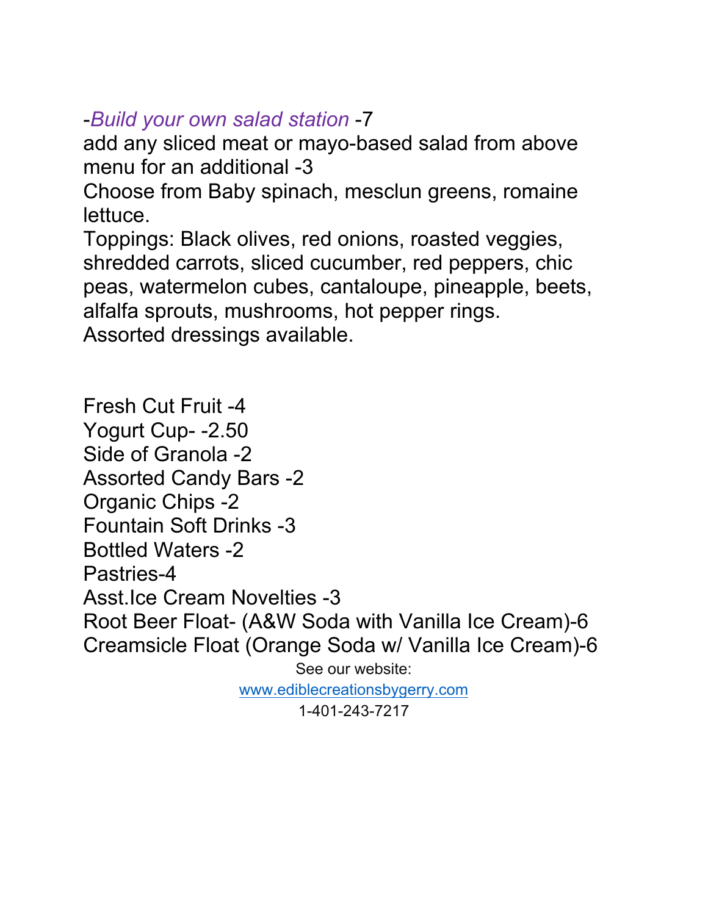-*Build your own salad station* -7
add any sliced meat or mayo-based salad from above menu for an additional -3
Choose from Baby spinach, mesclun greens, romaine lettuce.
Toppings: Black olives, red onions, roasted veggies, shredded carrots, sliced cucumber, red peppers, chic peas, watermelon cubes, cantaloupe, pineapple, beets, alfalfa sprouts, mushrooms, hot pepper rings.
Assorted dressings available.

Fresh Cut Fruit -4
Yogurt Cup- -2.50
Side of Granola -2
Assorted Candy Bars -2
Organic Chips -2
Fountain Soft Drinks -3
Bottled Waters -2
Pastries-4
Asst.Ice Cream Novelties -3
Root Beer Float- (A&W Soda with Vanilla Ice Cream)-6
Creamsicle Float (Orange Soda w/ Vanilla Ice Cream)-6

See our website:
www.ediblecreationsbygerry.com
1-401-243-7217